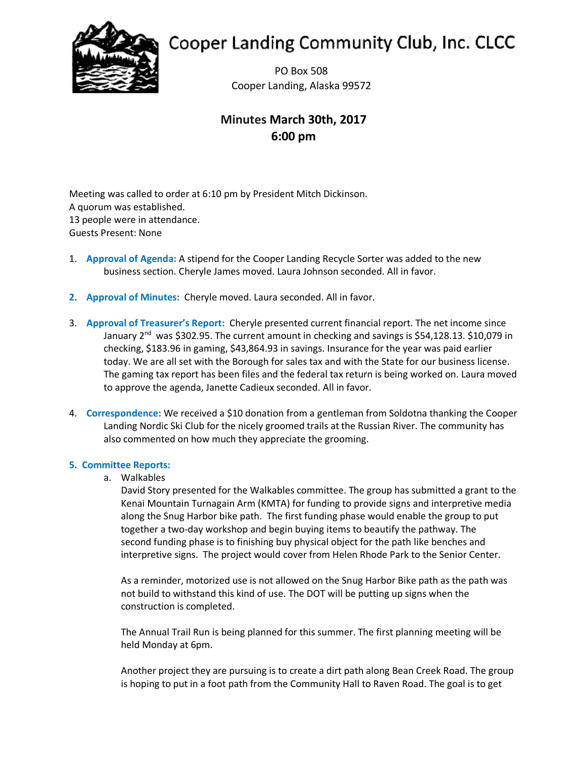# Cooper Landing Community Club, Inc. CLCC

PO Box 508
Cooper Landing, Alaska 99572

## Minutes March 30th, 2017
## 6:00 pm

Meeting was called to order at 6:10 pm by President Mitch Dickinson.
A quorum was established.
13 people were in attendance.
Guests Present: None

1. **Approval of Agenda:** A stipend for the Cooper Landing Recycle Sorter was added to the new business section. Cheryle James moved. Laura Johnson seconded. All in favor.

2. **Approval of Minutes:** Cheryle moved. Laura seconded. All in favor.

3. **Approval of Treasurer's Report:** Cheryle presented current financial report. The net income since January 2nd was $302.95. The current amount in checking and savings is $54,128.13. $10,079 in checking, $183.96 in gaming, $43,864.93 in savings. Insurance for the year was paid earlier today. We are all set with the Borough for sales tax and with the State for our business license. The gaming tax report has been files and the federal tax return is being worked on. Laura moved to approve the agenda, Janette Cadieux seconded. All in favor.

4. **Correspondence:** We received a $10 donation from a gentleman from Soldotna thanking the Cooper Landing Nordic Ski Club for the nicely groomed trails at the Russian River. The community has also commented on how much they appreciate the grooming.

5. **Committee Reports:**

   a. Walkables

   David Story presented for the Walkables committee. The group has submitted a grant to the Kenai Mountain Turnagain Arm (KMTA) for funding to provide signs and interpretive media along the Snug Harbor bike path. The first funding phase would enable the group to put together a two-day workshop and begin buying items to beautify the pathway. The second funding phase is to finishing buy physical object for the path like benches and interpretive signs. The project would cover from Helen Rhode Park to the Senior Center.

   As a reminder, motorized use is not allowed on the Snug Harbor Bike path as the path was not build to withstand this kind of use. The DOT will be putting up signs when the construction is completed.

   The Annual Trail Run is being planned for this summer. The first planning meeting will be held Monday at 6pm.

   Another project they are pursuing is to create a dirt path along Bean Creek Road. The group is hoping to put in a foot path from the Community Hall to Raven Road. The goal is to get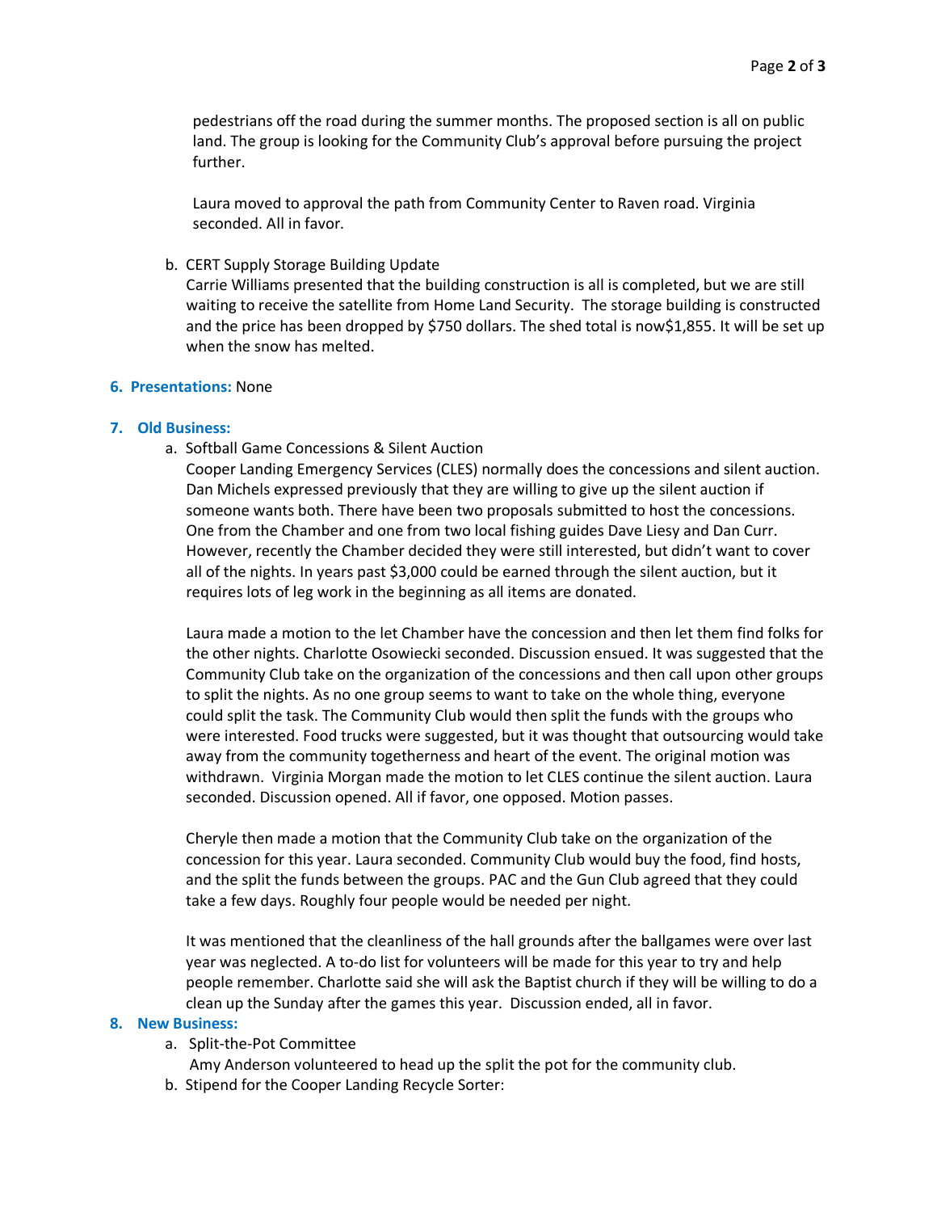pedestrians off the road during the summer months. The proposed section is all on public land. The group is looking for the Community Club's approval before pursuing the project further.

Laura moved to approval the path from Community Center to Raven road. Virginia seconded. All in favor.

b. CERT Supply Storage Building Update
Carrie Williams presented that the building construction is all is completed, but we are still waiting to receive the satellite from Home Land Security. The storage building is constructed and the price has been dropped by $750 dollars. The shed total is now$1,855. It will be set up when the snow has melted.

## 6. Presentations: None

## 7. Old Business:

a. Softball Game Concessions & Silent Auction
Cooper Landing Emergency Services (CLES) normally does the concessions and silent auction. Dan Michels expressed previously that they are willing to give up the silent auction if someone wants both. There have been two proposals submitted to host the concessions. One from the Chamber and one from two local fishing guides Dave Liesy and Dan Curr. However, recently the Chamber decided they were still interested, but didn't want to cover all of the nights. In years past $3,000 could be earned through the silent auction, but it requires lots of leg work in the beginning as all items are donated.

Laura made a motion to the let Chamber have the concession and then let them find folks for the other nights. Charlotte Osowiecki seconded. Discussion ensued. It was suggested that the Community Club take on the organization of the concessions and then call upon other groups to split the nights. As no one group seems to want to take on the whole thing, everyone could split the task. The Community Club would then split the funds with the groups who were interested. Food trucks were suggested, but it was thought that outsourcing would take away from the community togetherness and heart of the event. The original motion was withdrawn. Virginia Morgan made the motion to let CLES continue the silent auction. Laura seconded. Discussion opened. All if favor, one opposed. Motion passes.

Cheryle then made a motion that the Community Club take on the organization of the concession for this year. Laura seconded. Community Club would buy the food, find hosts, and the split the funds between the groups. PAC and the Gun Club agreed that they could take a few days. Roughly four people would be needed per night.

It was mentioned that the cleanliness of the hall grounds after the ballgames were over last year was neglected. A to-do list for volunteers will be made for this year to try and help people remember. Charlotte said she will ask the Baptist church if they will be willing to do a clean up the Sunday after the games this year. Discussion ended, all in favor.

## 8. New Business:

a. Split-the-Pot Committee
Amy Anderson volunteered to head up the split the pot for the community club.

b. Stipend for the Cooper Landing Recycle Sorter: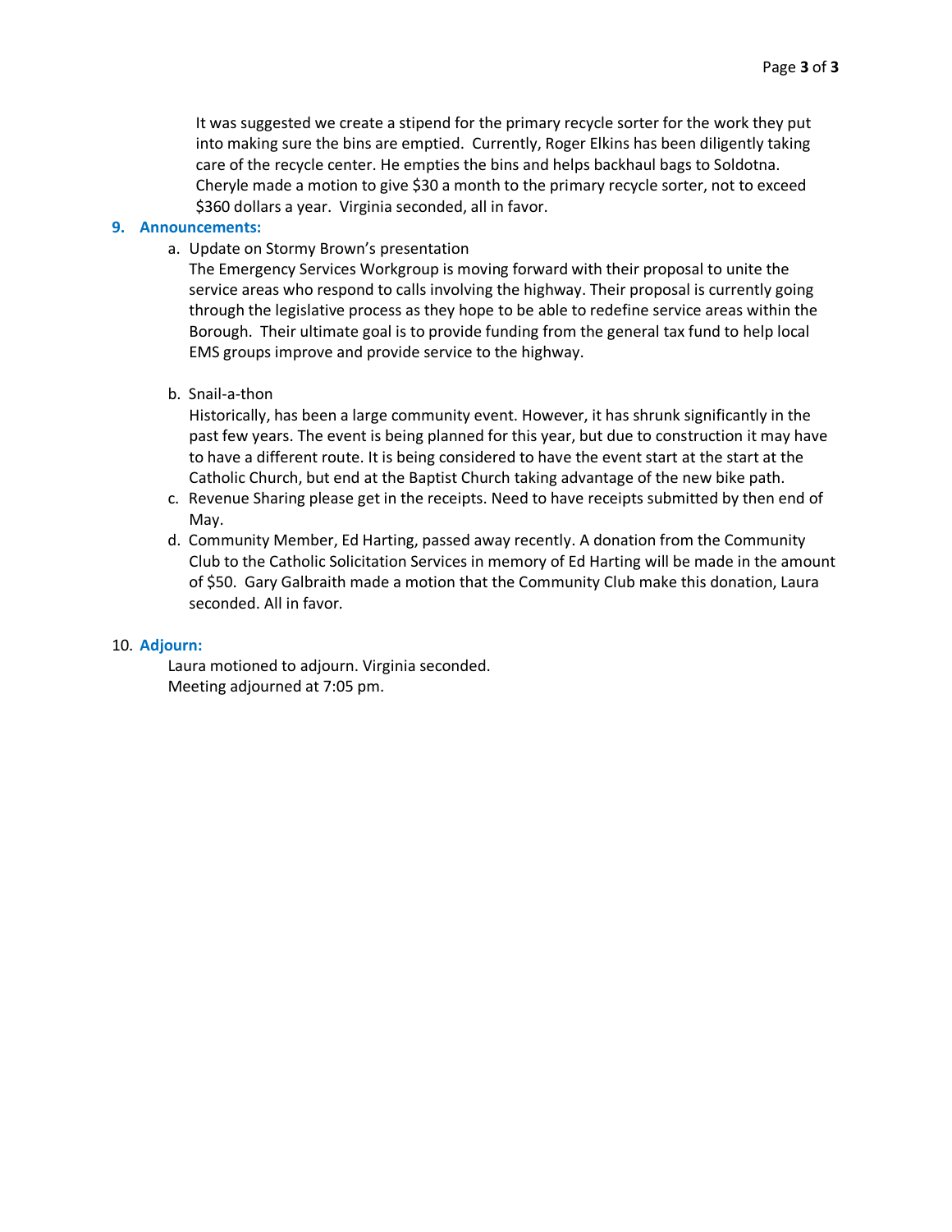It was suggested we create a stipend for the primary recycle sorter for the work they put into making sure the bins are emptied. Currently, Roger Elkins has been diligently taking care of the recycle center. He empties the bins and helps backhaul bags to Soldotna. Cheryle made a motion to give $30 a month to the primary recycle sorter, not to exceed $360 dollars a year. Virginia seconded, all in favor.

**9. Announcements:**

a. Update on Stormy Brown's presentation
   The Emergency Services Workgroup is moving forward with their proposal to unite the service areas who respond to calls involving the highway. Their proposal is currently going through the legislative process as they hope to be able to redefine service areas within the Borough. Their ultimate goal is to provide funding from the general tax fund to help local EMS groups improve and provide service to the highway.

b. Snail-a-thon
   Historically, has been a large community event. However, it has shrunk significantly in the past few years. The event is being planned for this year, but due to construction it may have to have a different route. It is being considered to have the event start at the start at the Catholic Church, but end at the Baptist Church taking advantage of the new bike path.

c. Revenue Sharing please get in the receipts. Need to have receipts submitted by then end of May.

d. Community Member, Ed Harting, passed away recently. A donation from the Community Club to the Catholic Solicitation Services in memory of Ed Harting will be made in the amount of $50. Gary Galbraith made a motion that the Community Club make this donation, Laura seconded. All in favor.

**10. Adjourn:**

Laura motioned to adjourn. Virginia seconded.
Meeting adjourned at 7:05 pm.